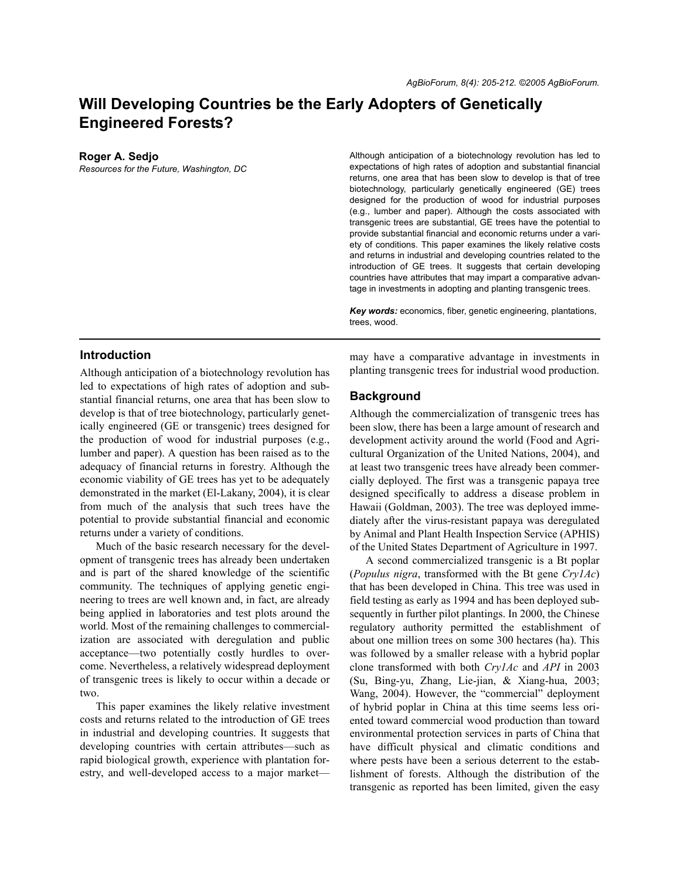# Will Developing Countries be the Early Adopters of Genetically Engineered Forests?

**Roger A. Sedjo**

*Resources for the Future, Washington, DC*

Although anticipation of a biotechnology revolution has led to expectations of high rates of adoption and substantial financial returns, one area that has been slow to develop is that of tree biotechnology, particularly genetically engineered (GE) trees designed for the production of wood for industrial purposes (e.g., lumber and paper). Although the costs associated with transgenic trees are substantial, GE trees have the potential to provide substantial financial and economic returns under a variety of conditions. This paper examines the likely relative costs and returns in industrial and developing countries related to the introduction of GE trees. It suggests that certain developing countries have attributes that may impart a comparative advantage in investments in adopting and planting transgenic trees.

***Key words:*** economics, fiber, genetic engineering, plantations, trees, wood.

## Introduction

Although anticipation of a biotechnology revolution has led to expectations of high rates of adoption and substantial financial returns, one area that has been slow to develop is that of tree biotechnology, particularly genetically engineered (GE or transgenic) trees designed for the production of wood for industrial purposes (e.g., lumber and paper). A question has been raised as to the adequacy of financial returns in forestry. Although the economic viability of GE trees has yet to be adequately demonstrated in the market (El-Lakany, 2004), it is clear from much of the analysis that such trees have the potential to provide substantial financial and economic returns under a variety of conditions.

Much of the basic research necessary for the development of transgenic trees has already been undertaken and is part of the shared knowledge of the scientific community. The techniques of applying genetic engineering to trees are well known and, in fact, are already being applied in laboratories and test plots around the world. Most of the remaining challenges to commercialization are associated with deregulation and public acceptance—two potentially costly hurdles to overcome. Nevertheless, a relatively widespread deployment of transgenic trees is likely to occur within a decade or two.

This paper examines the likely relative investment costs and returns related to the introduction of GE trees in industrial and developing countries. It suggests that developing countries with certain attributes—such as rapid biological growth, experience with plantation forestry, and well-developed access to a major market—may have a comparative advantage in investments in planting transgenic trees for industrial wood production.

## Background

Although the commercialization of transgenic trees has been slow, there has been a large amount of research and development activity around the world (Food and Agricultural Organization of the United Nations, 2004), and at least two transgenic trees have already been commercially deployed. The first was a transgenic papaya tree designed specifically to address a disease problem in Hawaii (Goldman, 2003). The tree was deployed immediately after the virus-resistant papaya was deregulated by Animal and Plant Health Inspection Service (APHIS) of the United States Department of Agriculture in 1997.

A second commercialized transgenic is a Bt poplar (*Populus nigra*, transformed with the Bt gene *Cry1Ac*) that has been developed in China. This tree was used in field testing as early as 1994 and has been deployed subsequently in further pilot plantings. In 2000, the Chinese regulatory authority permitted the establishment of about one million trees on some 300 hectares (ha). This was followed by a smaller release with a hybrid poplar clone transformed with both *Cry1Ac* and *API* in 2003 (Su, Bing-yu, Zhang, Lie-jian, & Xiang-hua, 2003; Wang, 2004). However, the "commercial" deployment of hybrid poplar in China at this time seems less oriented toward commercial wood production than toward environmental protection services in parts of China that have difficult physical and climatic conditions and where pests have been a serious deterrent to the establishment of forests. Although the distribution of the transgenic as reported has been limited, given the easy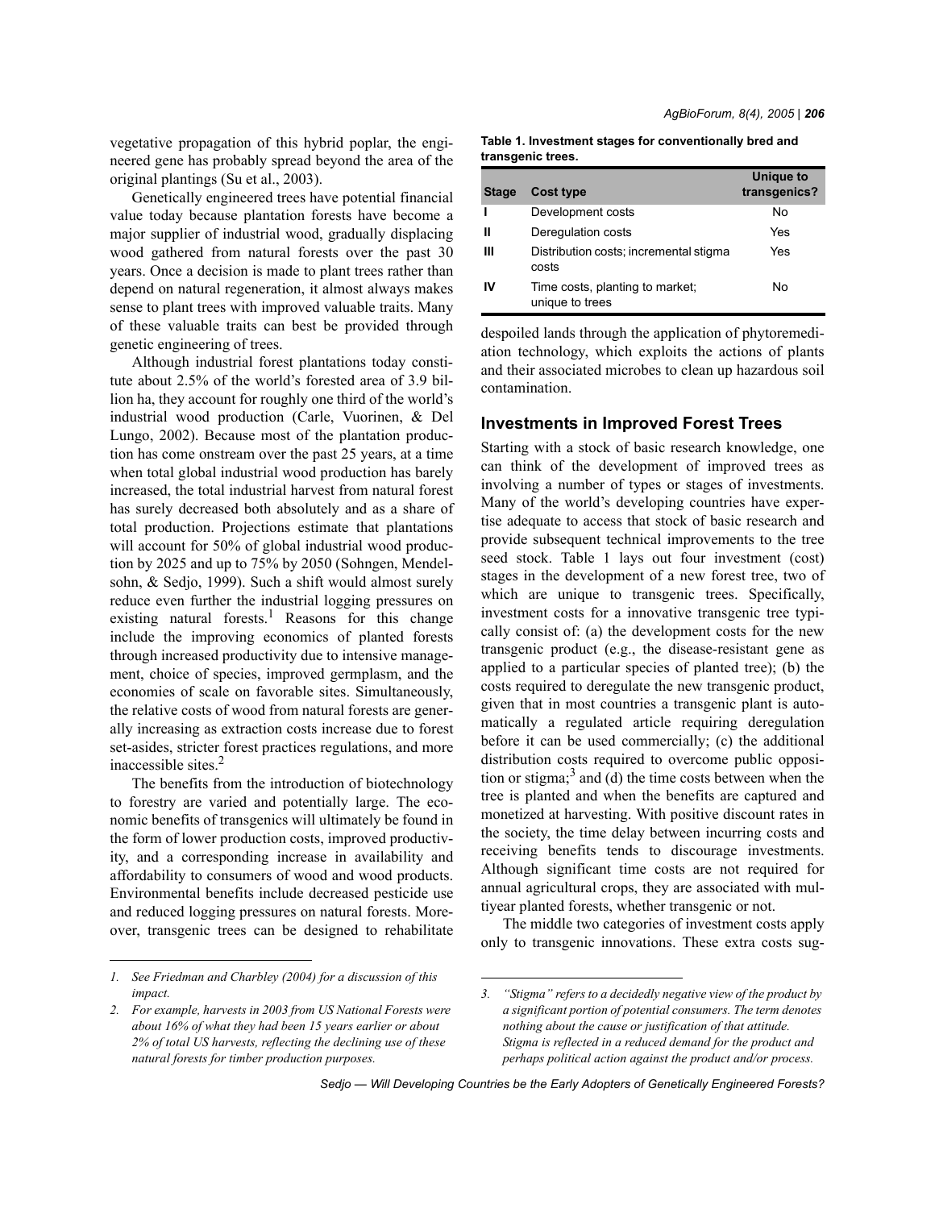vegetative propagation of this hybrid poplar, the engineered gene has probably spread beyond the area of the original plantings (Su et al., 2003).

Genetically engineered trees have potential financial value today because plantation forests have become a major supplier of industrial wood, gradually displacing wood gathered from natural forests over the past 30 years. Once a decision is made to plant trees rather than depend on natural regeneration, it almost always makes sense to plant trees with improved valuable traits. Many of these valuable traits can best be provided through genetic engineering of trees.

Although industrial forest plantations today constitute about 2.5% of the world's forested area of 3.9 billion ha, they account for roughly one third of the world's industrial wood production (Carle, Vuorinen, & Del Lungo, 2002). Because most of the plantation production has come onstream over the past 25 years, at a time when total global industrial wood production has barely increased, the total industrial harvest from natural forest has surely decreased both absolutely and as a share of total production. Projections estimate that plantations will account for 50% of global industrial wood production by 2025 and up to 75% by 2050 (Sohngen, Mendelsohn, & Sedjo, 1999). Such a shift would almost surely reduce even further the industrial logging pressures on existing natural forests.[1] Reasons for this change include the improving economics of planted forests through increased productivity due to intensive management, choice of species, improved germplasm, and the economies of scale on favorable sites. Simultaneously, the relative costs of wood from natural forests are generally increasing as extraction costs increase due to forest set-asides, stricter forest practices regulations, and more inaccessible sites.[2]

The benefits from the introduction of biotechnology to forestry are varied and potentially large. The economic benefits of transgenics will ultimately be found in the form of lower production costs, improved productivity, and a corresponding increase in availability and affordability to consumers of wood and wood products. Environmental benefits include decreased pesticide use and reduced logging pressures on natural forests. Moreover, transgenic trees can be designed to rehabilitate despoiled lands through the application of phytoremediation technology, which exploits the actions of plants and their associated microbes to clean up hazardous soil contamination.

**Table 1. Investment stages for conventionally bred and transgenic trees.**

| Stage | Cost type | Unique to transgenics? |
|---|---|---|
| I | Development costs | No |
| II | Deregulation costs | Yes |
| III | Distribution costs; incremental stigma costs | Yes |
| IV | Time costs, planting to market; unique to trees | No |

## Investments in Improved Forest Trees

Starting with a stock of basic research knowledge, one can think of the development of improved trees as involving a number of types or stages of investments. Many of the world's developing countries have expertise adequate to access that stock of basic research and provide subsequent technical improvements to the tree seed stock. Table 1 lays out four investment (cost) stages in the development of a new forest tree, two of which are unique to transgenic trees. Specifically, investment costs for a innovative transgenic tree typically consist of: (a) the development costs for the new transgenic product (e.g., the disease-resistant gene as applied to a particular species of planted tree); (b) the costs required to deregulate the new transgenic product, given that in most countries a transgenic plant is automatically a regulated article requiring deregulation before it can be used commercially; (c) the additional distribution costs required to overcome public opposition or stigma;[3] and (d) the time costs between when the tree is planted and when the benefits are captured and monetized at harvesting. With positive discount rates in the society, the time delay between incurring costs and receiving benefits tends to discourage investments. Although significant time costs are not required for annual agricultural crops, they are associated with multiyear planted forests, whether transgenic or not.

The middle two categories of investment costs apply only to transgenic innovations. These extra costs sug-

*1. See Friedman and Charbley (2004) for a discussion of this impact.*

*2. For example, harvests in 2003 from US National Forests were about 16% of what they had been 15 years earlier or about 2% of total US harvests, reflecting the declining use of these natural forests for timber production purposes.*

*3. "Stigma" refers to a decidedly negative view of the product by a significant portion of potential consumers. The term denotes nothing about the cause or justification of that attitude. Stigma is reflected in a reduced demand for the product and perhaps political action against the product and/or process.*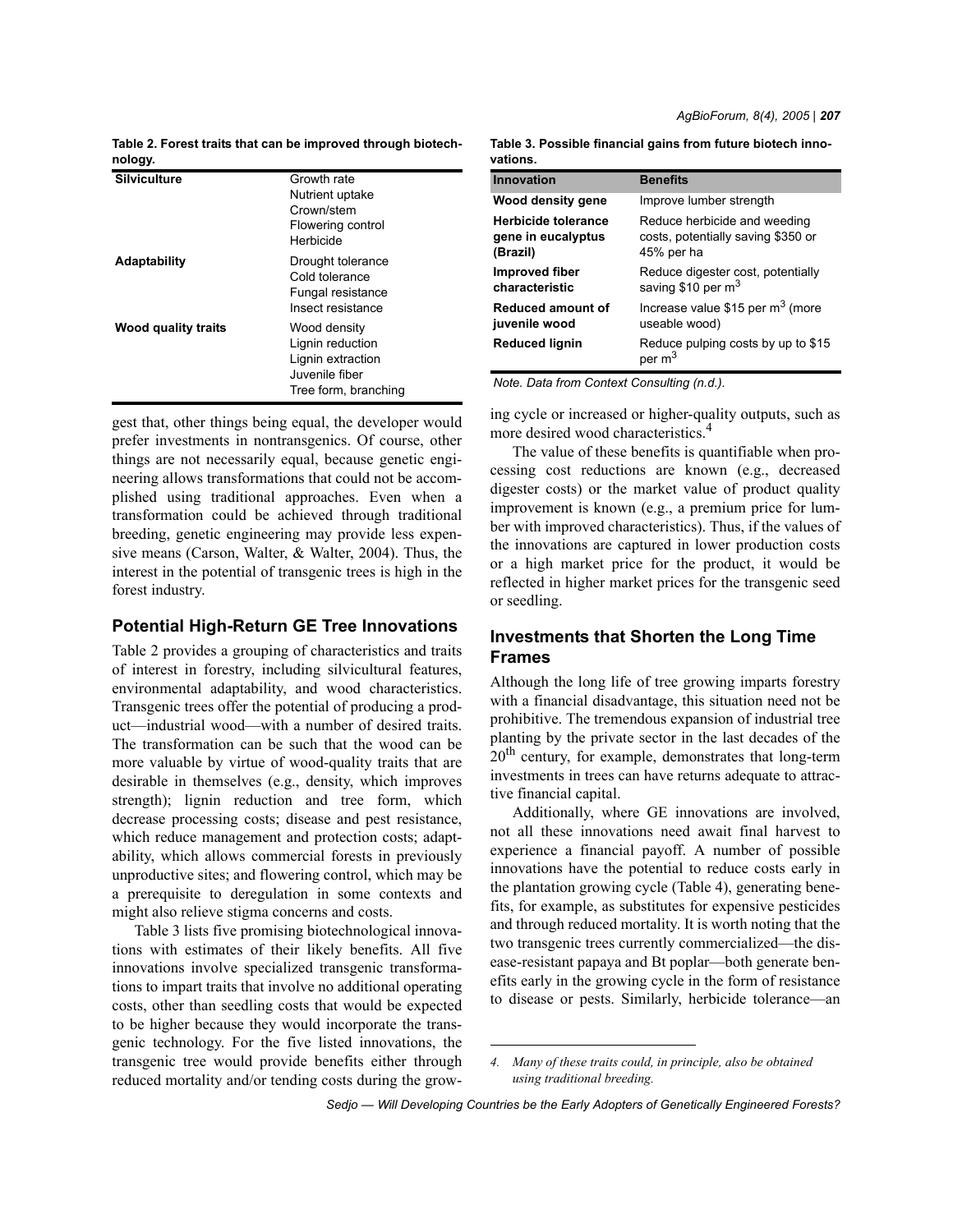**Table 2. Forest traits that can be improved through biotechnology.**

| | |
|---|---|
| **Silviculture** | Growth rate<br>Nutrient uptake<br>Crown/stem<br>Flowering control<br>Herbicide |
| **Adaptability** | Drought tolerance<br>Cold tolerance<br>Fungal resistance<br>Insect resistance |
| **Wood quality traits** | Wood density<br>Lignin reduction<br>Lignin extraction<br>Juvenile fiber<br>Tree form, branching |

gest that, other things being equal, the developer would prefer investments in nontransgenics. Of course, other things are not necessarily equal, because genetic engineering allows transformations that could not be accomplished using traditional approaches. Even when a transformation could be achieved through traditional breeding, genetic engineering may provide less expensive means (Carson, Walter, & Walter, 2004). Thus, the interest in the potential of transgenic trees is high in the forest industry.

## Potential High-Return GE Tree Innovations

Table 2 provides a grouping of characteristics and traits of interest in forestry, including silvicultural features, environmental adaptability, and wood characteristics. Transgenic trees offer the potential of producing a product—industrial wood—with a number of desired traits. The transformation can be such that the wood can be more valuable by virtue of wood-quality traits that are desirable in themselves (e.g., density, which improves strength); lignin reduction and tree form, which decrease processing costs; disease and pest resistance, which reduce management and protection costs; adaptability, which allows commercial forests in previously unproductive sites; and flowering control, which may be a prerequisite to deregulation in some contexts and might also relieve stigma concerns and costs.

Table 3 lists five promising biotechnological innovations with estimates of their likely benefits. All five innovations involve specialized transgenic transformations to impart traits that involve no additional operating costs, other than seedling costs that would be expected to be higher because they would incorporate the transgenic technology. For the five listed innovations, the transgenic tree would provide benefits either through reduced mortality and/or tending costs during the growing cycle or increased or higher-quality outputs, such as more desired wood characteristics.[4]

**Table 3. Possible financial gains from future biotech innovations.**

| Innovation | Benefits |
|---|---|
| **Wood density gene** | Improve lumber strength |
| **Herbicide tolerance gene in eucalyptus (Brazil)** | Reduce herbicide and weeding costs, potentially saving $350 or 45% per ha |
| **Improved fiber characteristic** | Reduce digester cost, potentially saving $10 per $m^3$ |
| **Reduced amount of juvenile wood** | Increase value $15 per $m^3$ (more useable wood) |
| **Reduced lignin** | Reduce pulping costs by up to $15 per $m^3$ |

*Note. Data from Context Consulting (n.d.).*

The value of these benefits is quantifiable when processing cost reductions are known (e.g., decreased digester costs) or the market value of product quality improvement is known (e.g., a premium price for lumber with improved characteristics). Thus, if the values of the innovations are captured in lower production costs or a high market price for the product, it would be reflected in higher market prices for the transgenic seed or seedling.

## Investments that Shorten the Long Time Frames

Although the long life of tree growing imparts forestry with a financial disadvantage, this situation need not be prohibitive. The tremendous expansion of industrial tree planting by the private sector in the last decades of the 20th century, for example, demonstrates that long-term investments in trees can have returns adequate to attractive financial capital.

Additionally, where GE innovations are involved, not all these innovations need await final harvest to experience a financial payoff. A number of possible innovations have the potential to reduce costs early in the plantation growing cycle (Table 4), generating benefits, for example, as substitutes for expensive pesticides and through reduced mortality. It is worth noting that the two transgenic trees currently commercialized—the disease-resistant papaya and Bt poplar—both generate benefits early in the growing cycle in the form of resistance to disease or pests. Similarly, herbicide tolerance—an

*4. Many of these traits could, in principle, also be obtained using traditional breeding.*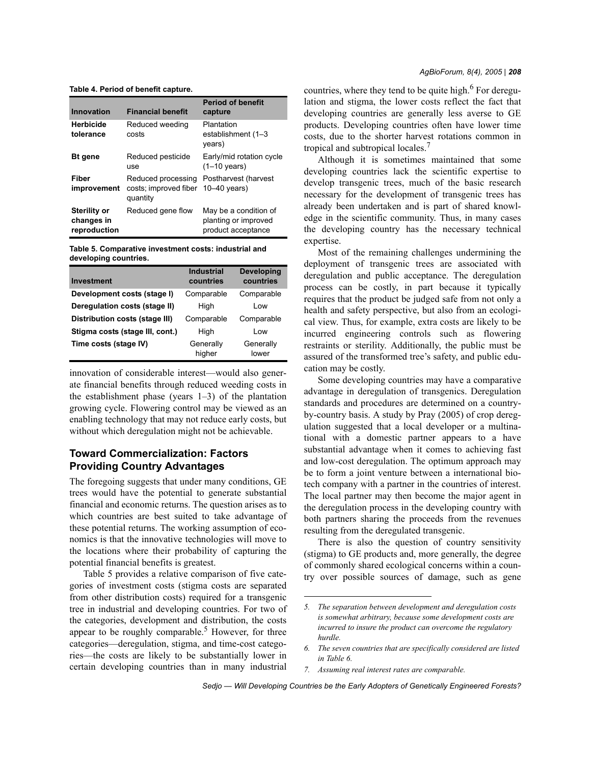**Table 4. Period of benefit capture.**

| Innovation | Financial benefit | Period of benefit capture |
|---|---|---|
| **Herbicide tolerance** | Reduced weeding costs | Plantation establishment (1–3 years) |
| **Bt gene** | Reduced pesticide use | Early/mid rotation cycle (1–10 years) |
| **Fiber improvement** | Reduced processing costs; improved fiber quantity | Postharvest (harvest 10–40 years) |
| **Sterility or changes in reproduction** | Reduced gene flow | May be a condition of planting or improved product acceptance |

**Table 5. Comparative investment costs: industrial and developing countries.**

| Investment | Industrial countries | Developing countries |
|---|---|---|
| **Development costs (stage I)** | Comparable | Comparable |
| **Deregulation costs (stage II)** | High | Low |
| **Distribution costs (stage III)** | Comparable | Comparable |
| **Stigma costs (stage III, cont.)** | High | Low |
| **Time costs (stage IV)** | Generally higher | Generally lower |

innovation of considerable interest—would also generate financial benefits through reduced weeding costs in the establishment phase (years 1–3) of the plantation growing cycle. Flowering control may be viewed as an enabling technology that may not reduce early costs, but without which deregulation might not be achievable.

## Toward Commercialization: Factors Providing Country Advantages

The foregoing suggests that under many conditions, GE trees would have the potential to generate substantial financial and economic returns. The question arises as to which countries are best suited to take advantage of these potential returns. The working assumption of economics is that the innovative technologies will move to the locations where their probability of capturing the potential financial benefits is greatest.

Table 5 provides a relative comparison of five categories of investment costs (stigma costs are separated from other distribution costs) required for a transgenic tree in industrial and developing countries. For two of the categories, development and distribution, the costs appear to be roughly comparable.[5] However, for three categories—deregulation, stigma, and time-cost categories—the costs are likely to be substantially lower in certain developing countries than in many industrial countries, where they tend to be quite high.[6] For deregulation and stigma, the lower costs reflect the fact that developing countries are generally less averse to GE products. Developing countries often have lower time costs, due to the shorter harvest rotations common in tropical and subtropical locales.[7]

Although it is sometimes maintained that some developing countries lack the scientific expertise to develop transgenic trees, much of the basic research necessary for the development of transgenic trees has already been undertaken and is part of shared knowledge in the scientific community. Thus, in many cases the developing country has the necessary technical expertise.

Most of the remaining challenges undermining the deployment of transgenic trees are associated with deregulation and public acceptance. The deregulation process can be costly, in part because it typically requires that the product be judged safe from not only a health and safety perspective, but also from an ecological view. Thus, for example, extra costs are likely to be incurred engineering controls such as flowering restraints or sterility. Additionally, the public must be assured of the transformed tree's safety, and public education may be costly.

Some developing countries may have a comparative advantage in deregulation of transgenics. Deregulation standards and procedures are determined on a country-by-country basis. A study by Pray (2005) of crop deregulation suggested that a local developer or a multinational with a domestic partner appears to a have substantial advantage when it comes to achieving fast and low-cost deregulation. The optimum approach may be to form a joint venture between a international biotech company with a partner in the countries of interest. The local partner may then become the major agent in the deregulation process in the developing country with both partners sharing the proceeds from the revenues resulting from the deregulated transgenic.

There is also the question of country sensitivity (stigma) to GE products and, more generally, the degree of commonly shared ecological concerns within a country over possible sources of damage, such as gene

---

*5. The separation between development and deregulation costs is somewhat arbitrary, because some development costs are incurred to insure the product can overcome the regulatory hurdle.*

*6. The seven countries that are specifically considered are listed in Table 6.*

*7. Assuming real interest rates are comparable.*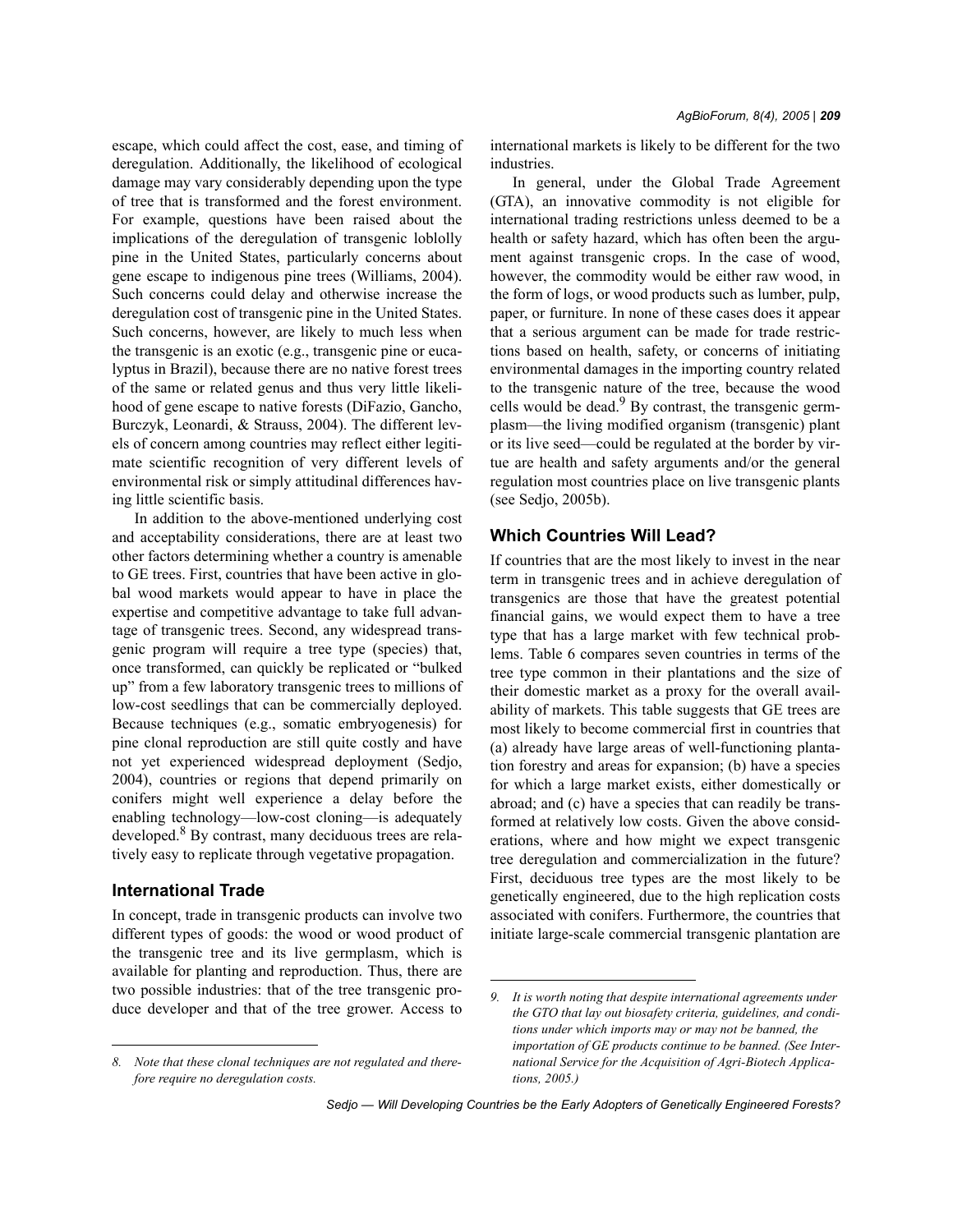escape, which could affect the cost, ease, and timing of deregulation. Additionally, the likelihood of ecological damage may vary considerably depending upon the type of tree that is transformed and the forest environment. For example, questions have been raised about the implications of the deregulation of transgenic loblolly pine in the United States, particularly concerns about gene escape to indigenous pine trees (Williams, 2004). Such concerns could delay and otherwise increase the deregulation cost of transgenic pine in the United States. Such concerns, however, are likely to much less when the transgenic is an exotic (e.g., transgenic pine or eucalyptus in Brazil), because there are no native forest trees of the same or related genus and thus very little likelihood of gene escape to native forests (DiFazio, Gancho, Burczyk, Leonardi, & Strauss, 2004). The different levels of concern among countries may reflect either legitimate scientific recognition of very different levels of environmental risk or simply attitudinal differences having little scientific basis.

In addition to the above-mentioned underlying cost and acceptability considerations, there are at least two other factors determining whether a country is amenable to GE trees. First, countries that have been active in global wood markets would appear to have in place the expertise and competitive advantage to take full advantage of transgenic trees. Second, any widespread transgenic program will require a tree type (species) that, once transformed, can quickly be replicated or "bulked up" from a few laboratory transgenic trees to millions of low-cost seedlings that can be commercially deployed. Because techniques (e.g., somatic embryogenesis) for pine clonal reproduction are still quite costly and have not yet experienced widespread deployment (Sedjo, 2004), countries or regions that depend primarily on conifers might well experience a delay before the enabling technology—low-cost cloning—is adequately developed.[8] By contrast, many deciduous trees are relatively easy to replicate through vegetative propagation.

## International Trade

In concept, trade in transgenic products can involve two different types of goods: the wood or wood product of the transgenic tree and its live germplasm, which is available for planting and reproduction. Thus, there are two possible industries: that of the tree transgenic produce developer and that of the tree grower. Access to international markets is likely to be different for the two industries.

In general, under the Global Trade Agreement (GTA), an innovative commodity is not eligible for international trading restrictions unless deemed to be a health or safety hazard, which has often been the argument against transgenic crops. In the case of wood, however, the commodity would be either raw wood, in the form of logs, or wood products such as lumber, pulp, paper, or furniture. In none of these cases does it appear that a serious argument can be made for trade restrictions based on health, safety, or concerns of initiating environmental damages in the importing country related to the transgenic nature of the tree, because the wood cells would be dead.[9] By contrast, the transgenic germplasm—the living modified organism (transgenic) plant or its live seed—could be regulated at the border by virtue are health and safety arguments and/or the general regulation most countries place on live transgenic plants (see Sedjo, 2005b).

## Which Countries Will Lead?

If countries that are the most likely to invest in the near term in transgenic trees and in achieve deregulation of transgenics are those that have the greatest potential financial gains, we would expect them to have a tree type that has a large market with few technical problems. Table 6 compares seven countries in terms of the tree type common in their plantations and the size of their domestic market as a proxy for the overall availability of markets. This table suggests that GE trees are most likely to become commercial first in countries that (a) already have large areas of well-functioning plantation forestry and areas for expansion; (b) have a species for which a large market exists, either domestically or abroad; and (c) have a species that can readily be transformed at relatively low costs. Given the above considerations, where and how might we expect transgenic tree deregulation and commercialization in the future? First, deciduous tree types are the most likely to be genetically engineered, due to the high replication costs associated with conifers. Furthermore, the countries that initiate large-scale commercial transgenic plantation are

*8. Note that these clonal techniques are not regulated and therefore require no deregulation costs.*

*9. It is worth noting that despite international agreements under the GTO that lay out biosafety criteria, guidelines, and conditions under which imports may or may not be banned, the importation of GE products continue to be banned. (See International Service for the Acquisition of Agri-Biotech Applications, 2005.)*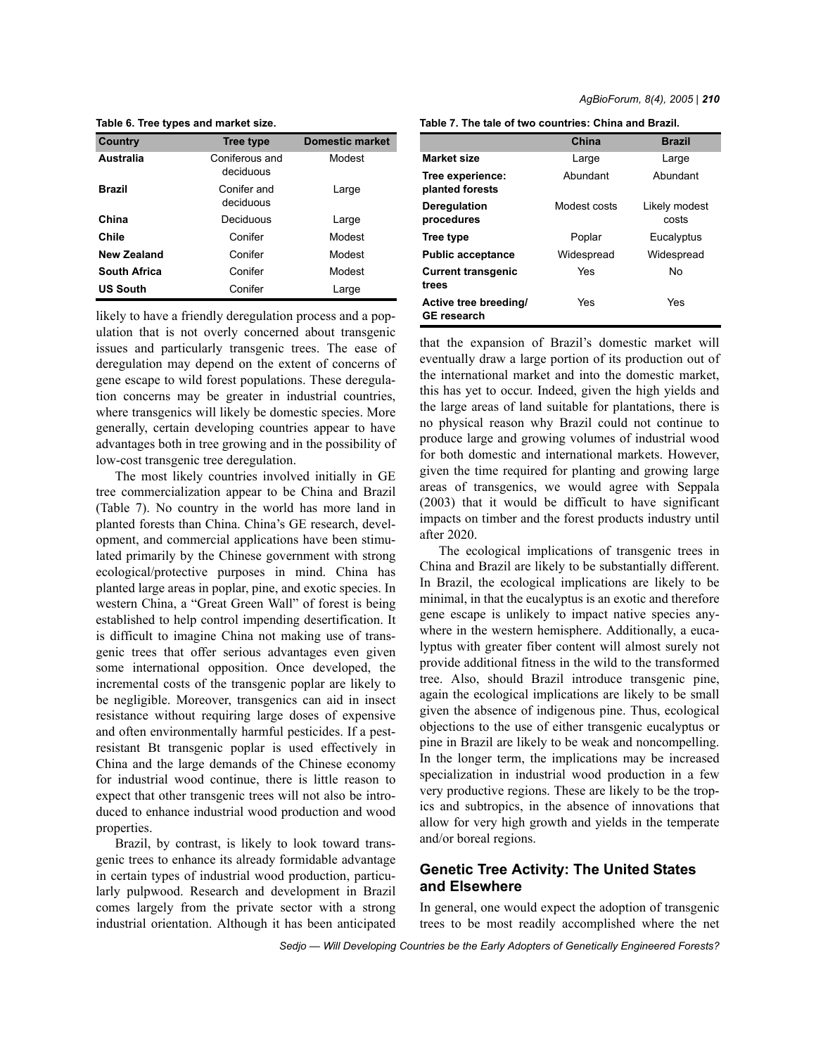**Table 6. Tree types and market size.**

| Country | Tree type | Domestic market |
|---|---|---|
| **Australia** | Coniferous and deciduous | Modest |
| **Brazil** | Conifer and deciduous | Large |
| **China** | Deciduous | Large |
| **Chile** | Conifer | Modest |
| **New Zealand** | Conifer | Modest |
| **South Africa** | Conifer | Modest |
| **US South** | Conifer | Large |

likely to have a friendly deregulation process and a population that is not overly concerned about transgenic issues and particularly transgenic trees. The ease of deregulation may depend on the extent of concerns of gene escape to wild forest populations. These deregulation concerns may be greater in industrial countries, where transgenics will likely be domestic species. More generally, certain developing countries appear to have advantages both in tree growing and in the possibility of low-cost transgenic tree deregulation.

The most likely countries involved initially in GE tree commercialization appear to be China and Brazil (Table 7). No country in the world has more land in planted forests than China. China's GE research, development, and commercial applications have been stimulated primarily by the Chinese government with strong ecological/protective purposes in mind. China has planted large areas in poplar, pine, and exotic species. In western China, a "Great Green Wall" of forest is being established to help control impending desertification. It is difficult to imagine China not making use of transgenic trees that offer serious advantages even given some international opposition. Once developed, the incremental costs of the transgenic poplar are likely to be negligible. Moreover, transgenics can aid in insect resistance without requiring large doses of expensive and often environmentally harmful pesticides. If a pest-resistant Bt transgenic poplar is used effectively in China and the large demands of the Chinese economy for industrial wood continue, there is little reason to expect that other transgenic trees will not also be introduced to enhance industrial wood production and wood properties.

Brazil, by contrast, is likely to look toward transgenic trees to enhance its already formidable advantage in certain types of industrial wood production, particularly pulpwood. Research and development in Brazil comes largely from the private sector with a strong industrial orientation. Although it has been anticipated that the expansion of Brazil's domestic market will eventually draw a large portion of its production out of the international market and into the domestic market, this has yet to occur. Indeed, given the high yields and the large areas of land suitable for plantations, there is no physical reason why Brazil could not continue to produce large and growing volumes of industrial wood for both domestic and international markets. However, given the time required for planting and growing large areas of transgenics, we would agree with Seppala (2003) that it would be difficult to have significant impacts on timber and the forest products industry until after 2020.

**Table 7. The tale of two countries: China and Brazil.**

| | China | Brazil |
|---|---|---|
| **Market size** | Large | Large |
| **Tree experience: planted forests** | Abundant | Abundant |
| **Deregulation procedures** | Modest costs | Likely modest costs |
| **Tree type** | Poplar | Eucalyptus |
| **Public acceptance** | Widespread | Widespread |
| **Current transgenic trees** | Yes | No |
| **Active tree breeding/ GE research** | Yes | Yes |

The ecological implications of transgenic trees in China and Brazil are likely to be substantially different. In Brazil, the ecological implications are likely to be minimal, in that the eucalyptus is an exotic and therefore gene escape is unlikely to impact native species anywhere in the western hemisphere. Additionally, a eucalyptus with greater fiber content will almost surely not provide additional fitness in the wild to the transformed tree. Also, should Brazil introduce transgenic pine, again the ecological implications are likely to be small given the absence of indigenous pine. Thus, ecological objections to the use of either transgenic eucalyptus or pine in Brazil are likely to be weak and noncompelling. In the longer term, the implications may be increased specialization in industrial wood production in a few very productive regions. These are likely to be the tropics and subtropics, in the absence of innovations that allow for very high growth and yields in the temperate and/or boreal regions.

## Genetic Tree Activity: The United States and Elsewhere

In general, one would expect the adoption of transgenic trees to be most readily accomplished where the net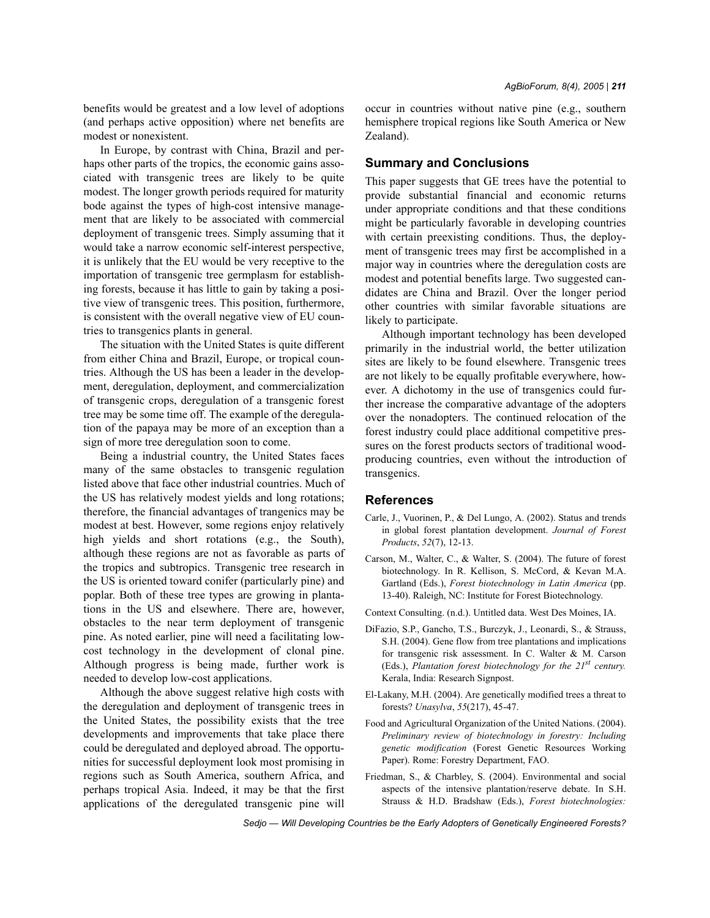benefits would be greatest and a low level of adoptions (and perhaps active opposition) where net benefits are modest or nonexistent.

In Europe, by contrast with China, Brazil and perhaps other parts of the tropics, the economic gains associated with transgenic trees are likely to be quite modest. The longer growth periods required for maturity bode against the types of high-cost intensive management that are likely to be associated with commercial deployment of transgenic trees. Simply assuming that it would take a narrow economic self-interest perspective, it is unlikely that the EU would be very receptive to the importation of transgenic tree germplasm for establishing forests, because it has little to gain by taking a positive view of transgenic trees. This position, furthermore, is consistent with the overall negative view of EU countries to transgenics plants in general.

The situation with the United States is quite different from either China and Brazil, Europe, or tropical countries. Although the US has been a leader in the development, deregulation, deployment, and commercialization of transgenic crops, deregulation of a transgenic forest tree may be some time off. The example of the deregulation of the papaya may be more of an exception than a sign of more tree deregulation soon to come.

Being a industrial country, the United States faces many of the same obstacles to transgenic regulation listed above that face other industrial countries. Much of the US has relatively modest yields and long rotations; therefore, the financial advantages of trangenics may be modest at best. However, some regions enjoy relatively high yields and short rotations (e.g., the South), although these regions are not as favorable as parts of the tropics and subtropics. Transgenic tree research in the US is oriented toward conifer (particularly pine) and poplar. Both of these tree types are growing in plantations in the US and elsewhere. There are, however, obstacles to the near term deployment of transgenic pine. As noted earlier, pine will need a facilitating low-cost technology in the development of clonal pine. Although progress is being made, further work is needed to develop low-cost applications.

Although the above suggest relative high costs with the deregulation and deployment of transgenic trees in the United States, the possibility exists that the tree developments and improvements that take place there could be deregulated and deployed abroad. The opportunities for successful deployment look most promising in regions such as South America, southern Africa, and perhaps tropical Asia. Indeed, it may be that the first applications of the deregulated transgenic pine will occur in countries without native pine (e.g., southern hemisphere tropical regions like South America or New Zealand).

## Summary and Conclusions

This paper suggests that GE trees have the potential to provide substantial financial and economic returns under appropriate conditions and that these conditions might be particularly favorable in developing countries with certain preexisting conditions. Thus, the deployment of transgenic trees may first be accomplished in a major way in countries where the deregulation costs are modest and potential benefits large. Two suggested candidates are China and Brazil. Over the longer period other countries with similar favorable situations are likely to participate.

Although important technology has been developed primarily in the industrial world, the better utilization sites are likely to be found elsewhere. Transgenic trees are not likely to be equally profitable everywhere, however. A dichotomy in the use of transgenics could further increase the comparative advantage of the adopters over the nonadopters. The continued relocation of the forest industry could place additional competitive pressures on the forest products sectors of traditional wood-producing countries, even without the introduction of transgenics.

## References

Carle, J., Vuorinen, P., & Del Lungo, A. (2002). Status and trends in global forest plantation development. *Journal of Forest Products*, *52*(7), 12-13.

Carson, M., Walter, C., & Walter, S. (2004). The future of forest biotechnology. In R. Kellison, S. McCord, & Kevan M.A. Gartland (Eds.), *Forest biotechnology in Latin America* (pp. 13-40). Raleigh, NC: Institute for Forest Biotechnology.

Context Consulting. (n.d.). Untitled data. West Des Moines, IA.

DiFazio, S.P., Gancho, T.S., Burczyk, J., Leonardi, S., & Strauss, S.H. (2004). Gene flow from tree plantations and implications for transgenic risk assessment. In C. Walter & M. Carson (Eds.), *Plantation forest biotechnology for the 21st century.* Kerala, India: Research Signpost.

El-Lakany, M.H. (2004). Are genetically modified trees a threat to forests? *Unasylva*, *55*(217), 45-47.

Food and Agricultural Organization of the United Nations. (2004). *Preliminary review of biotechnology in forestry: Including genetic modification* (Forest Genetic Resources Working Paper). Rome: Forestry Department, FAO.

Friedman, S., & Charbley, S. (2004). Environmental and social aspects of the intensive plantation/reserve debate. In S.H. Strauss & H.D. Bradshaw (Eds.), *Forest biotechnologies:*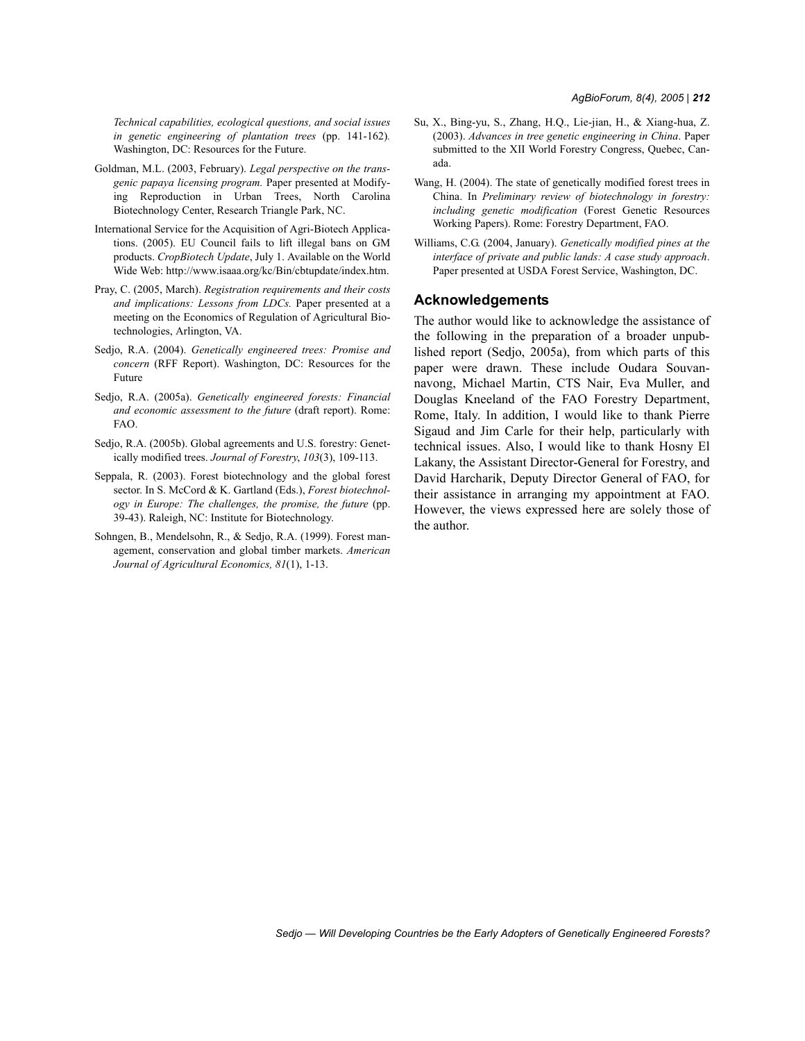*Technical capabilities, ecological questions, and social issues in genetic engineering of plantation trees* (pp. 141-162). Washington, DC: Resources for the Future.

Goldman, M.L. (2003, February). *Legal perspective on the transgenic papaya licensing program.* Paper presented at Modifying Reproduction in Urban Trees, North Carolina Biotechnology Center, Research Triangle Park, NC.

International Service for the Acquisition of Agri-Biotech Applications. (2005). EU Council fails to lift illegal bans on GM products. *CropBiotech Update*, July 1. Available on the World Wide Web: http://www.isaaa.org/kc/Bin/cbtupdate/index.htm.

Pray, C. (2005, March). *Registration requirements and their costs and implications: Lessons from LDCs.* Paper presented at a meeting on the Economics of Regulation of Agricultural Biotechnologies, Arlington, VA.

Sedjo, R.A. (2004). *Genetically engineered trees: Promise and concern* (RFF Report). Washington, DC: Resources for the Future

Sedjo, R.A. (2005a). *Genetically engineered forests: Financial and economic assessment to the future* (draft report). Rome: FAO.

Sedjo, R.A. (2005b). Global agreements and U.S. forestry: Genetically modified trees. *Journal of Forestry*, *103*(3), 109-113.

Seppala, R. (2003). Forest biotechnology and the global forest sector. In S. McCord & K. Gartland (Eds.), *Forest biotechnology in Europe: The challenges, the promise, the future* (pp. 39-43). Raleigh, NC: Institute for Biotechnology.

Sohngen, B., Mendelsohn, R., & Sedjo, R.A. (1999). Forest management, conservation and global timber markets. *American Journal of Agricultural Economics, 81*(1), 1-13.

Su, X., Bing-yu, S., Zhang, H.Q., Lie-jian, H., & Xiang-hua, Z. (2003). *Advances in tree genetic engineering in China*. Paper submitted to the XII World Forestry Congress, Quebec, Canada.

Wang, H. (2004). The state of genetically modified forest trees in China. In *Preliminary review of biotechnology in forestry: including genetic modification* (Forest Genetic Resources Working Papers). Rome: Forestry Department, FAO.

Williams, C.G. (2004, January). *Genetically modified pines at the interface of private and public lands: A case study approach*. Paper presented at USDA Forest Service, Washington, DC.

## Acknowledgements

The author would like to acknowledge the assistance of the following in the preparation of a broader unpublished report (Sedjo, 2005a), from which parts of this paper were drawn. These include Oudara Souvannavong, Michael Martin, CTS Nair, Eva Muller, and Douglas Kneeland of the FAO Forestry Department, Rome, Italy. In addition, I would like to thank Pierre Sigaud and Jim Carle for their help, particularly with technical issues. Also, I would like to thank Hosny El Lakany, the Assistant Director-General for Forestry, and David Harcharik, Deputy Director General of FAO, for their assistance in arranging my appointment at FAO. However, the views expressed here are solely those of the author.